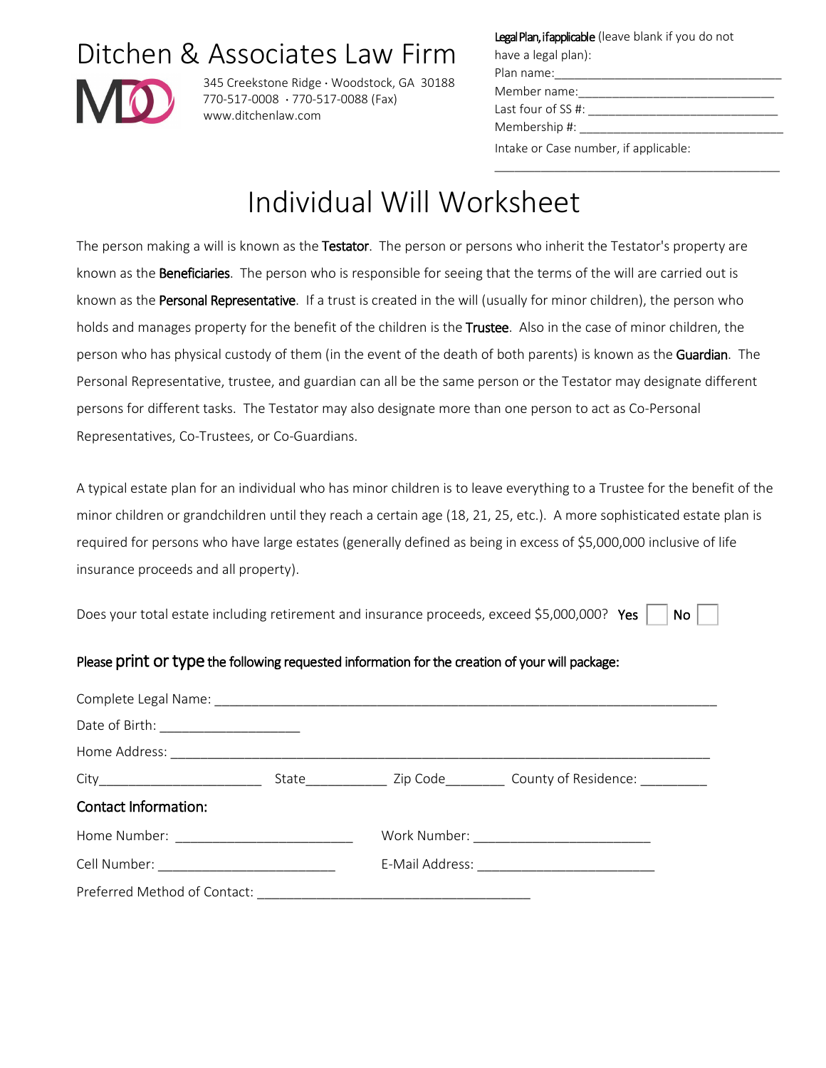# Ditchen & Associates Law Firm

345 Creekstone Ridge · Woodstock, GA 30188
770-517-0008 · 770-517-0088 (Fax)
www.ditchenlaw.com

**Legal Plan, if applicable** (leave blank if you do not have a legal plan):

Plan name:___________________________________

Member name:_______________________________

Last four of SS #: ____________________________

Membership #: _______________________________

Intake or Case number, if applicable:

__________________________________________

# Individual Will Worksheet

The person making a will is known as the **Testator**. The person or persons who inherit the Testator's property are known as the **Beneficiaries**. The person who is responsible for seeing that the terms of the will are carried out is known as the **Personal Representative**. If a trust is created in the will (usually for minor children), the person who holds and manages property for the benefit of the children is the **Trustee**. Also in the case of minor children, the person who has physical custody of them (in the event of the death of both parents) is known as the **Guardian**. The Personal Representative, trustee, and guardian can all be the same person or the Testator may designate different persons for different tasks. The Testator may also designate more than one person to act as Co-Personal Representatives, Co-Trustees, or Co-Guardians.

A typical estate plan for an individual who has minor children is to leave everything to a Trustee for the benefit of the minor children or grandchildren until they reach a certain age (18, 21, 25, etc.). A more sophisticated estate plan is required for persons who have large estates (generally defined as being in excess of $5,000,000 inclusive of life insurance proceeds and all property).

Does your total estate including retirement and insurance proceeds, exceed $5,000,000? **Yes** ☐ **No** ☐

**Please print or type the following requested information for the creation of your will package:**

Complete Legal Name: ______________________________________________________________________

Date of Birth: ___________________

Home Address: ____________________________________________________________________________

City______________________ State___________ Zip Code________ County of Residence: _________

### Contact Information:

Home Number: ________________________ Work Number: ________________________

Cell Number: ________________________ E-Mail Address: ________________________

Preferred Method of Contact: _____________________________________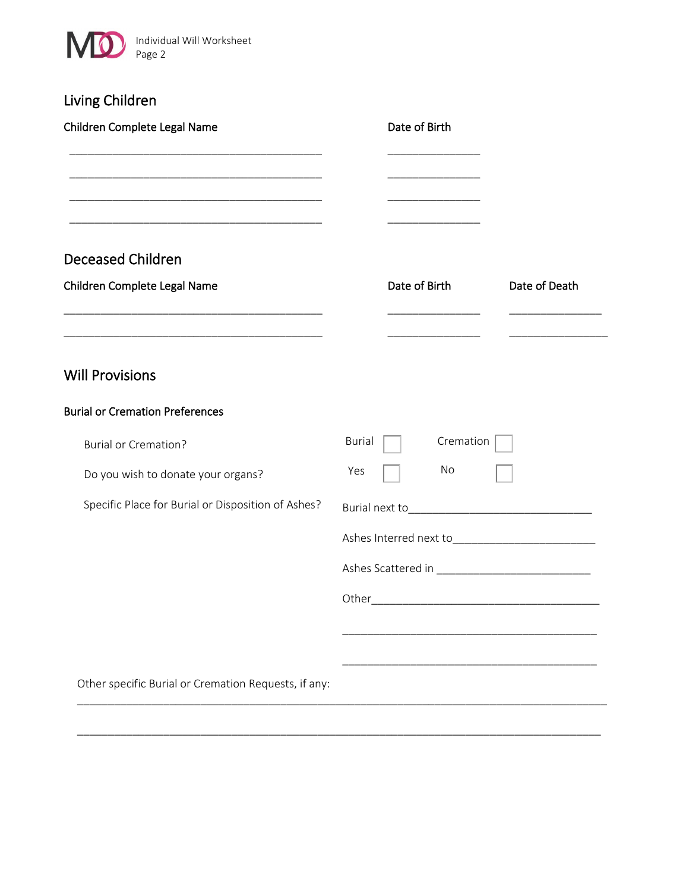## Living Children

| Children Complete Legal Name | Date of Birth |
|---|---|
| ___________________________________________ | ________________ |
| ___________________________________________ | ________________ |
| ___________________________________________ | ________________ |
| ___________________________________________ | ________________ |

## Deceased Children

| Children Complete Legal Name | Date of Birth | Date of Death |
|---|---|---|
| ___________________________________________ | ________________ | ________________ |
| ___________________________________________ | ________________ | _________________ |

## Will Provisions

### Burial or Cremation Preferences

Burial or Cremation? Burial ☐ Cremation ☐

Do you wish to donate your organs? Yes ☐ No ☐

Specific Place for Burial or Disposition of Ashes?

Burial next to________________________________

Ashes Interred next to________________________

Ashes Scattered in __________________________

Other________________________________________

____________________________________________

____________________________________________

Other specific Burial or Cremation Requests, if any:

___________________________________________________________________________________________

___________________________________________________________________________________________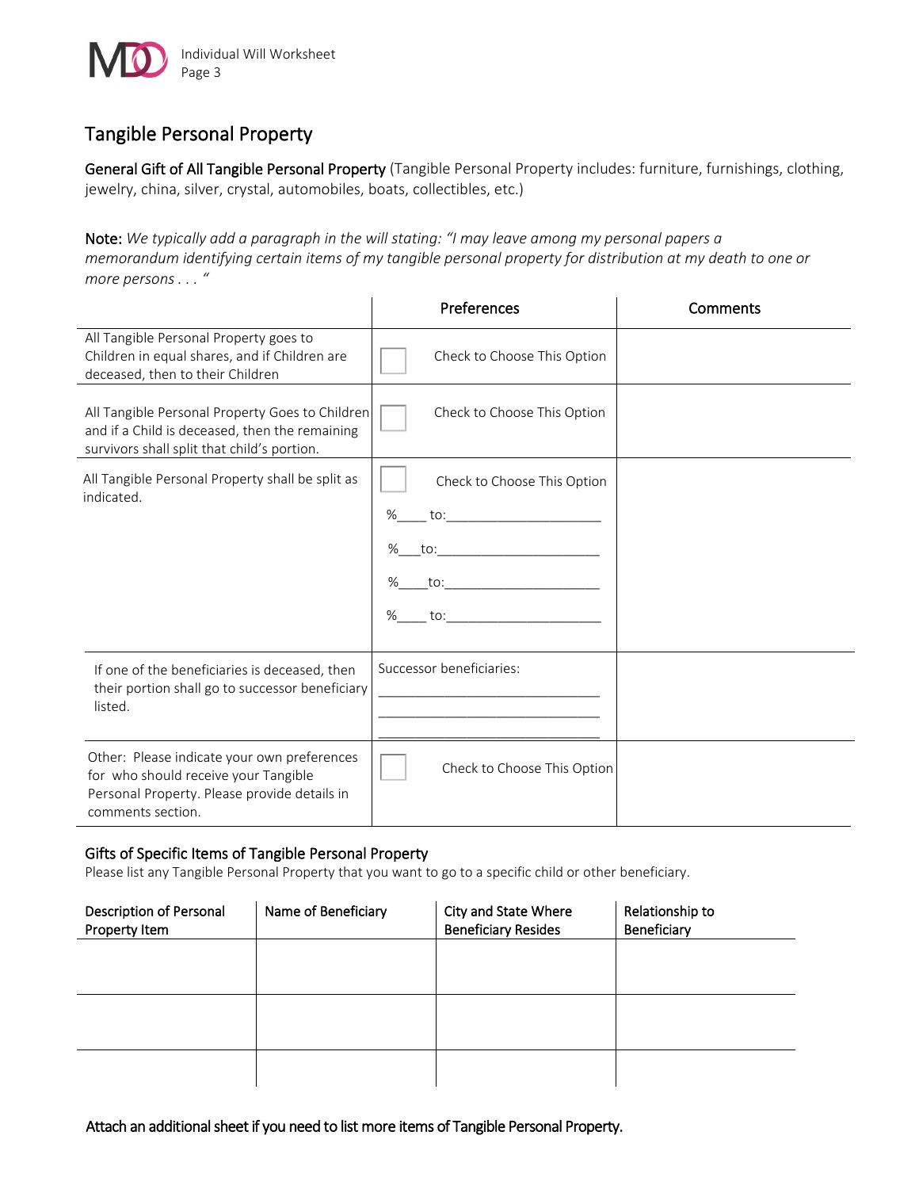## Tangible Personal Property

**General Gift of All Tangible Personal Property** (Tangible Personal Property includes: furniture, furnishings, clothing, jewelry, china, silver, crystal, automobiles, boats, collectibles, etc.)

**Note:** *We typically add a paragraph in the will stating: "I may leave among my personal papers a memorandum identifying certain items of my tangible personal property for distribution at my death to one or more persons . . . "*

| | Preferences | Comments |
|---|---|---|
| All Tangible Personal Property goes to Children in equal shares, and if Children are deceased, then to their Children | ☐ Check to Choose This Option | |
| All Tangible Personal Property Goes to Children and if a Child is deceased, then the remaining survivors shall split that child's portion. | ☐ Check to Choose This Option | |
| All Tangible Personal Property shall be split as indicated. | ☐ Check to Choose This Option<br>%____ to:____________________<br>%___to:_____________________<br>%____to:____________________<br>%____ to:____________________ | |
| If one of the beneficiaries is deceased, then their portion shall go to successor beneficiary listed. | Successor beneficiaries:<br>______________________________<br>______________________________<br>______________________________ | |
| Other: Please indicate your own preferences for who should receive your Tangible Personal Property. Please provide details in comments section. | ☐ Check to Choose This Option | |

### Gifts of Specific Items of Tangible Personal Property

Please list any Tangible Personal Property that you want to go to a specific child or other beneficiary.

| Description of Personal Property Item | Name of Beneficiary | City and State Where Beneficiary Resides | Relationship to Beneficiary |
|---|---|---|---|
| | | | |
| | | | |
| | | | |

**Attach an additional sheet if you need to list more items of Tangible Personal Property.**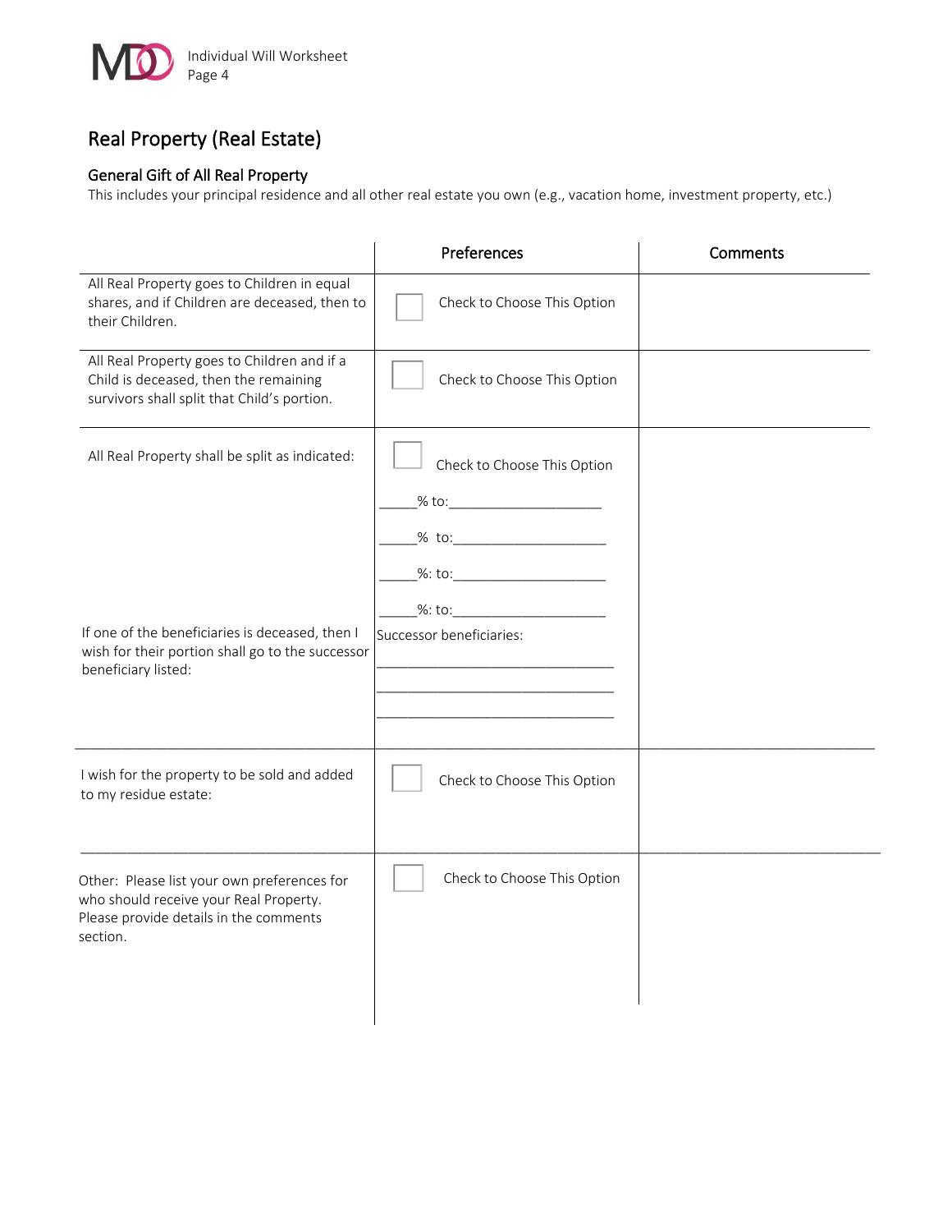# Real Property (Real Estate)

## General Gift of All Real Property

This includes your principal residence and all other real estate you own (e.g., vacation home, investment property, etc.)

| | Preferences | Comments |
|---|---|---|
| All Real Property goes to Children in equal shares, and if Children are deceased, then to their Children. | ☐ Check to Choose This Option | |
| All Real Property goes to Children and if a Child is deceased, then the remaining survivors shall split that Child's portion. | ☐ Check to Choose This Option | |
| All Real Property shall be split as indicated:<br><br>If one of the beneficiaries is deceased, then I wish for their portion shall go to the successor beneficiary listed: | ☐ Check to Choose This Option<br><br>_____% to:____________________<br><br>_____% to:____________________<br><br>_____%: to:____________________<br><br>_____%: to:____________________<br><br>Successor beneficiaries:<br>______________________________<br>______________________________<br>______________________________ | |
| I wish for the property to be sold and added to my residue estate: | ☐ Check to Choose This Option | |
| Other: Please list your own preferences for who should receive your Real Property. Please provide details in the comments section. | ☐ Check to Choose This Option | |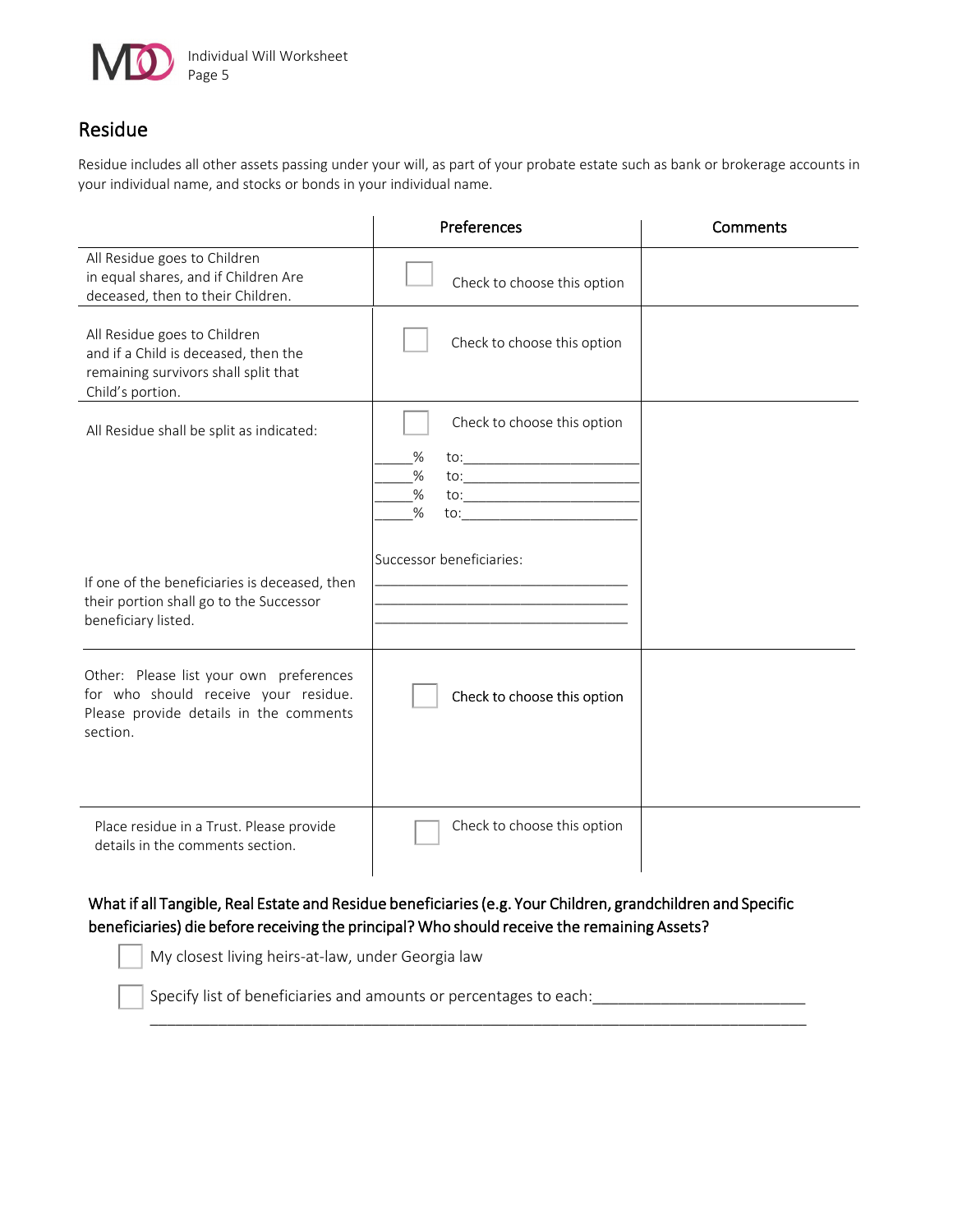## Residue

Residue includes all other assets passing under your will, as part of your probate estate such as bank or brokerage accounts in your individual name, and stocks or bonds in your individual name.

| | Preferences | Comments |
|---|---|---|
| All Residue goes to Children in equal shares, and if Children Are deceased, then to their Children. | ☐ Check to choose this option | |
| All Residue goes to Children and if a Child is deceased, then the remaining survivors shall split that Child's portion. | ☐ Check to choose this option | |
| All Residue shall be split as indicated:<br><br>If one of the beneficiaries is deceased, then their portion shall go to the Successor beneficiary listed. | ☐ Check to choose this option<br>_____% to:______________________<br>_____% to:______________________<br>_____% to:______________________<br>_____% to:______________________<br><br>Successor beneficiaries:<br>________________________________<br>________________________________<br>________________________________ | |
| Other: Please list your own preferences for who should receive your residue. Please provide details in the comments section. | ☐ Check to choose this option | |
| Place residue in a Trust. Please provide details in the comments section. | ☐ Check to choose this option | |

**What if all Tangible, Real Estate and Residue beneficiaries (e.g. Your Children, grandchildren and Specific beneficiaries) die before receiving the principal? Who should receive the remaining Assets?**

☐ My closest living heirs-at-law, under Georgia law

☐ Specify list of beneficiaries and amounts or percentages to each:________________________
______________________________________________________________________________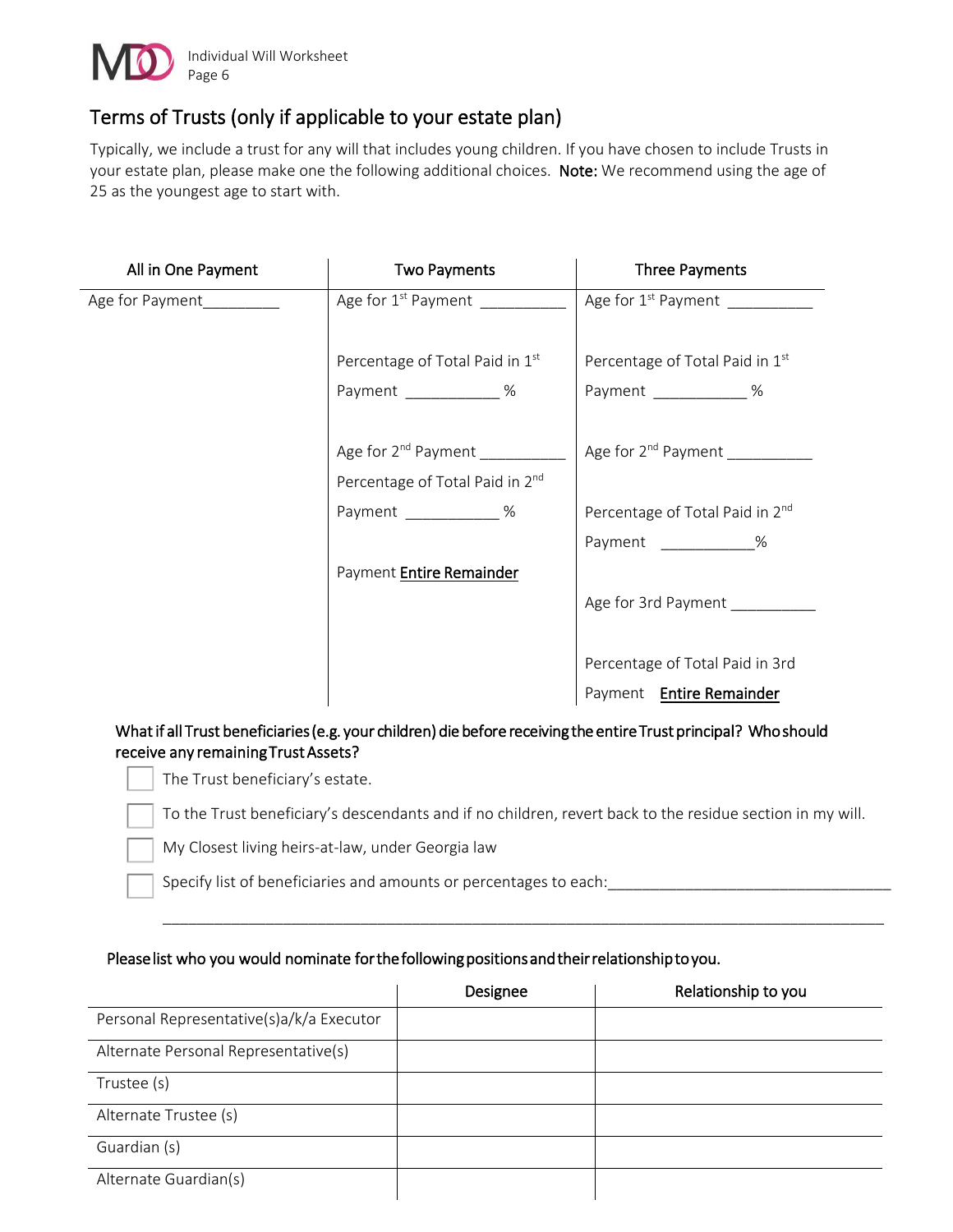## Terms of Trusts (only if applicable to your estate plan)

Typically, we include a trust for any will that includes young children. If you have chosen to include Trusts in your estate plan, please make one the following additional choices. **Note:** We recommend using the age of 25 as the youngest age to start with.

| All in One Payment | Two Payments | Three Payments |
|---|---|---|
| Age for Payment_________ | Age for 1st Payment __________<br><br>Percentage of Total Paid in 1st Payment ___________ %<br><br>Age for 2nd Payment __________<br>Percentage of Total Paid in 2nd Payment ___________ %<br><br>Payment **Entire Remainder** | Age for 1st Payment __________<br><br>Percentage of Total Paid in 1st Payment ___________ %<br><br>Age for 2nd Payment __________<br><br>Percentage of Total Paid in 2nd Payment ___________%<br><br>Age for 3rd Payment __________<br><br>Percentage of Total Paid in 3rd Payment **Entire Remainder** |

**What if all Trust beneficiaries (e.g. your children) die before receiving the entire Trust principal? Who should receive any remaining Trust Assets?**

- ☐ The Trust beneficiary's estate.
- ☐ To the Trust beneficiary's descendants and if no children, revert back to the residue section in my will.
- ☐ My Closest living heirs-at-law, under Georgia law
- ☐ Specify list of beneficiaries and amounts or percentages to each:__________________________________

  ________________________________________________________________________________

**Please list who you would nominate for the following positions and their relationship to you.**

| | Designee | Relationship to you |
|---|---|---|
| Personal Representative(s)a/k/a Executor | | |
| Alternate Personal Representative(s) | | |
| Trustee (s) | | |
| Alternate Trustee (s) | | |
| Guardian (s) | | |
| Alternate Guardian(s) | | |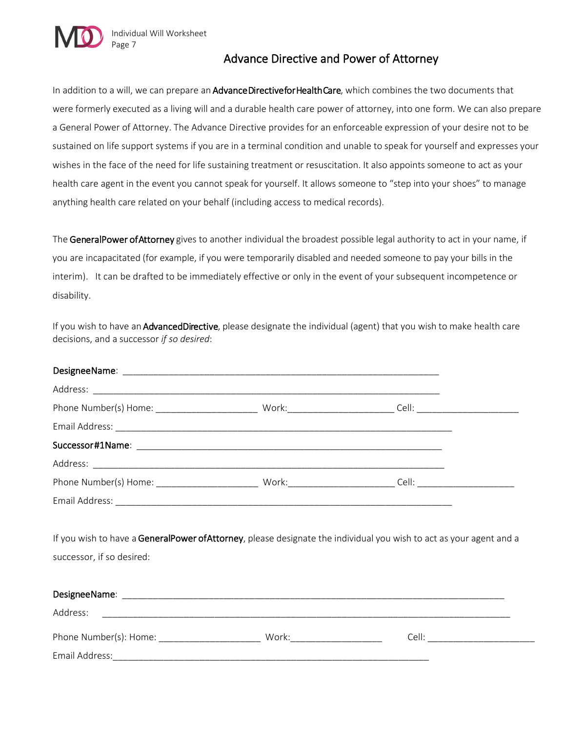# Advance Directive and Power of Attorney

In addition to a will, we can prepare an **Advance Directive for Health Care**, which combines the two documents that were formerly executed as a living will and a durable health care power of attorney, into one form. We can also prepare a General Power of Attorney. The Advance Directive provides for an enforceable expression of your desire not to be sustained on life support systems if you are in a terminal condition and unable to speak for yourself and expresses your wishes in the face of the need for life sustaining treatment or resuscitation. It also appoints someone to act as your health care agent in the event you cannot speak for yourself. It allows someone to "step into your shoes" to manage anything health care related on your behalf (including access to medical records).

The **General Power of Attorney** gives to another individual the broadest possible legal authority to act in your name, if you are incapacitated (for example, if you were temporarily disabled and needed someone to pay your bills in the interim). It can be drafted to be immediately effective or only in the event of your subsequent incompetence or disability.

If you wish to have an **Advanced Directive**, please designate the individual (agent) that you wish to make health care decisions, and a successor *if so desired*:

**Designee Name**: ____________________________________________________________

Address: ____________________________________________________________________

Phone Number(s) Home: ____________________ Work:_____________________ Cell: ____________________

Email Address: _________________________________________________________________

**Successor #1 Name**: ____________________________________________________________

Address: ____________________________________________________________________

Phone Number(s) Home: ____________________ Work:_____________________ Cell: ____________________

Email Address: _________________________________________________________________

If you wish to have a **General Power of Attorney**, please designate the individual you wish to act as your agent and a successor, if so desired:

**Designee Name**: ____________________________________________________________

Address: ____________________________________________________________________

Phone Number(s): Home: ____________________ Work:__________________ Cell: _____________________

Email Address:_________________________________________________________________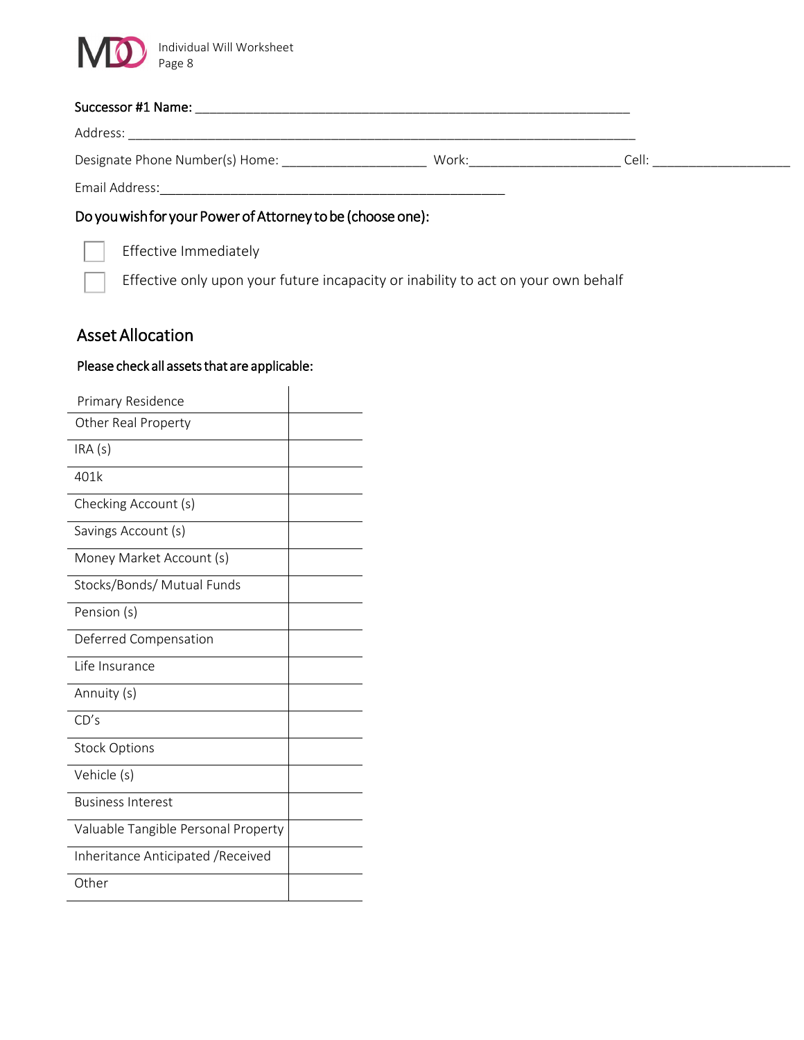**Successor #1 Name:** ___________________________________________________________

Address: _____________________________________________________________________

Designate Phone Number(s) Home: ___________________ Work:____________________ Cell: __________________

Email Address:______________________________________________

**Do you wish for your Power of Attorney to be (choose one):**

- [ ] Effective Immediately
- [ ] Effective only upon your future incapacity or inability to act on your own behalf

## Asset Allocation

**Please check all assets that are applicable:**

| | |
|---|---|
| Primary Residence | |
| Other Real Property | |
| IRA (s) | |
| 401k | |
| Checking Account (s) | |
| Savings Account (s) | |
| Money Market Account (s) | |
| Stocks/Bonds/ Mutual Funds | |
| Pension (s) | |
| Deferred Compensation | |
| Life Insurance | |
| Annuity (s) | |
| CD's | |
| Stock Options | |
| Vehicle (s) | |
| Business Interest | |
| Valuable Tangible Personal Property | |
| Inheritance Anticipated /Received | |
| Other | |